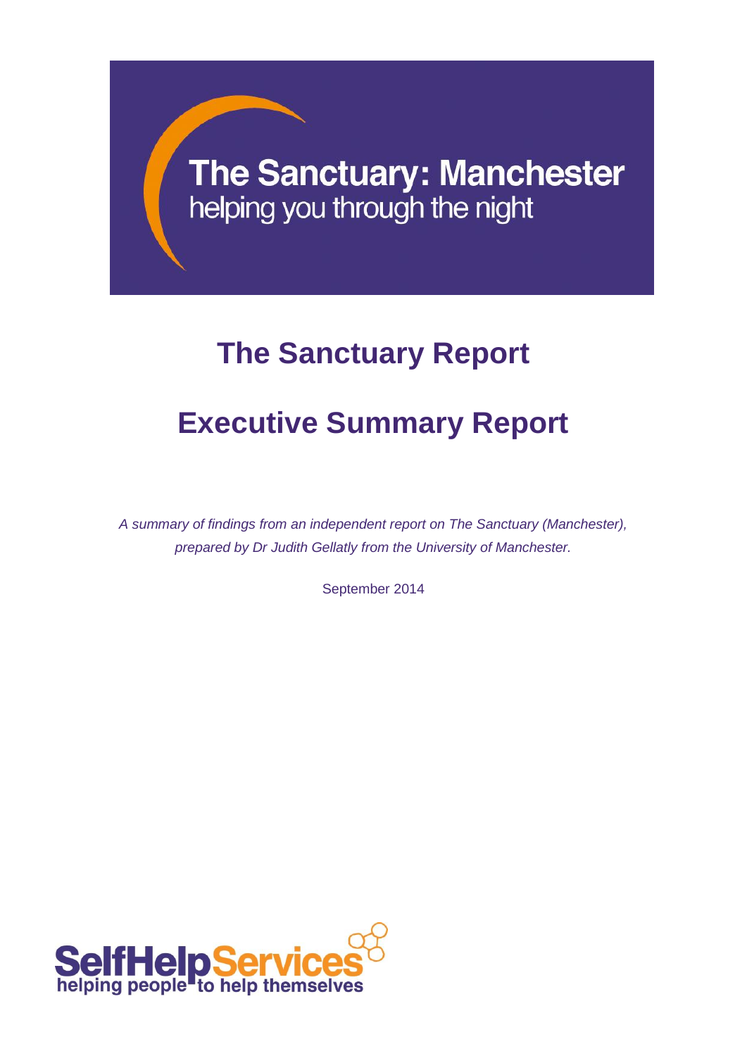The Sanctuary: Manchester

helping you through the night

# The Sanctuary Report

# Executive Summary Report

*A summary of findings from an independent report on The Sanctuary (Manchester), prepared by Dr Judith Gellatly from the University of Manchester.*

September 2014

SelfHelpServices

helping people to help themselves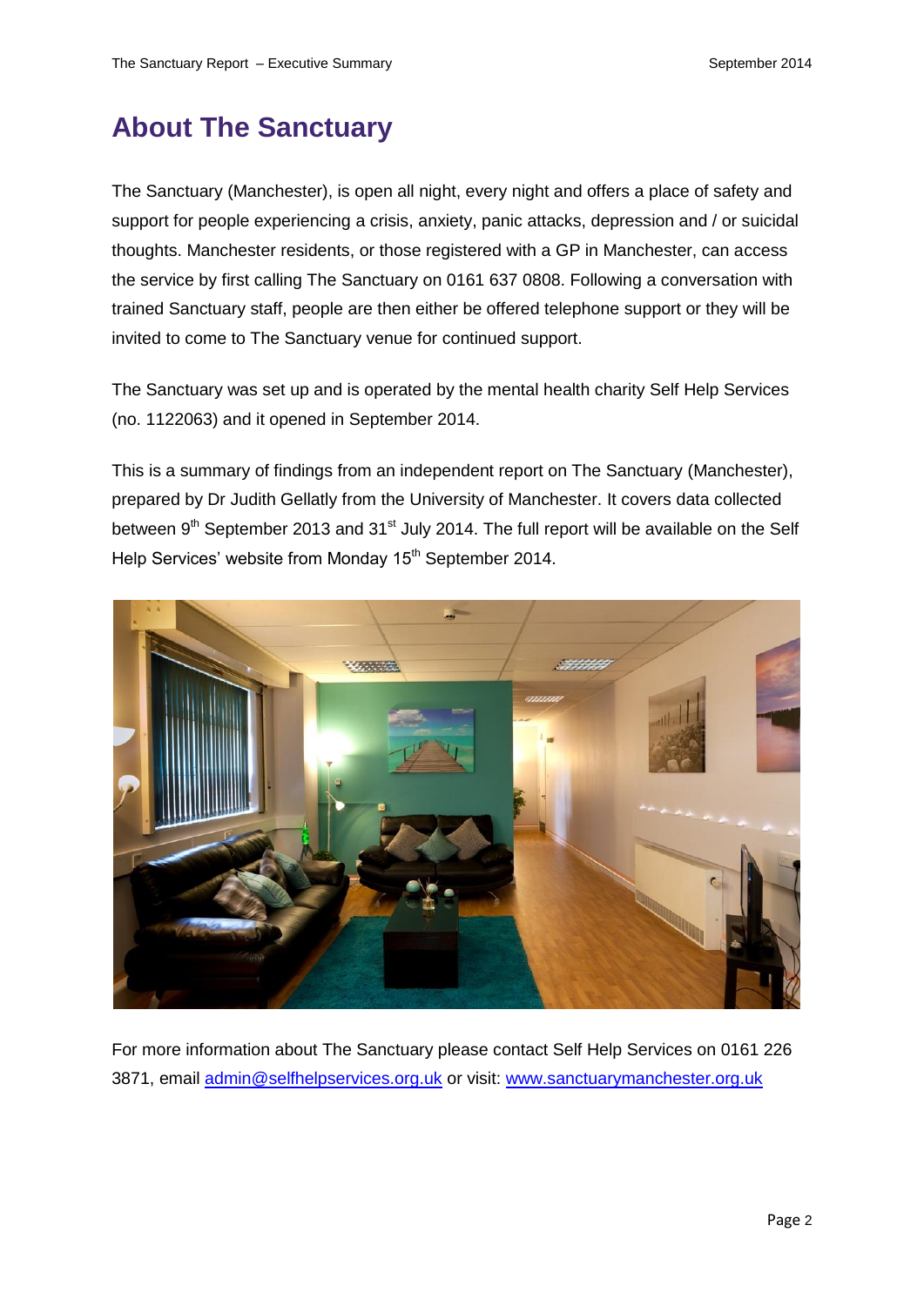# About The Sanctuary

The Sanctuary (Manchester), is open all night, every night and offers a place of safety and support for people experiencing a crisis, anxiety, panic attacks, depression and / or suicidal thoughts. Manchester residents, or those registered with a GP in Manchester, can access the service by first calling The Sanctuary on 0161 637 0808. Following a conversation with trained Sanctuary staff, people are then either be offered telephone support or they will be invited to come to The Sanctuary venue for continued support.

The Sanctuary was set up and is operated by the mental health charity Self Help Services (no. 1122063) and it opened in September 2014.

This is a summary of findings from an independent report on The Sanctuary (Manchester), prepared by Dr Judith Gellatly from the University of Manchester. It covers data collected between 9th September 2013 and 31st July 2014. The full report will be available on the Self Help Services' website from Monday 15th September 2014.

For more information about The Sanctuary please contact Self Help Services on 0161 226 3871, email admin@selfhelpservices.org.uk or visit: www.sanctuarymanchester.org.uk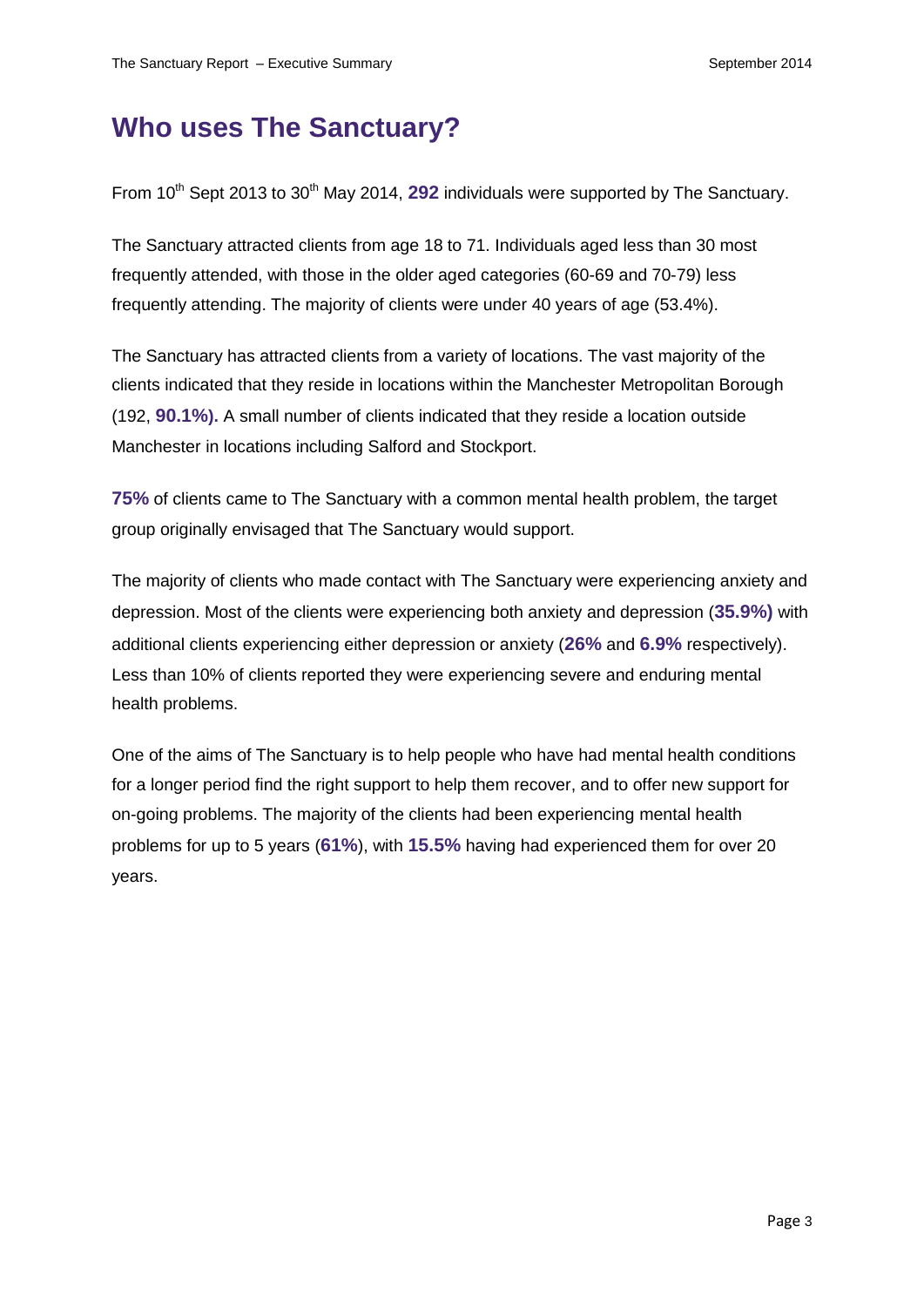# Who uses The Sanctuary?

From 10th Sept 2013 to 30th May 2014, **292** individuals were supported by The Sanctuary.

The Sanctuary attracted clients from age 18 to 71. Individuals aged less than 30 most frequently attended, with those in the older aged categories (60-69 and 70-79) less frequently attending. The majority of clients were under 40 years of age (53.4%).

The Sanctuary has attracted clients from a variety of locations. The vast majority of the clients indicated that they reside in locations within the Manchester Metropolitan Borough (192, **90.1%).** A small number of clients indicated that they reside a location outside Manchester in locations including Salford and Stockport.

**75%** of clients came to The Sanctuary with a common mental health problem, the target group originally envisaged that The Sanctuary would support.

The majority of clients who made contact with The Sanctuary were experiencing anxiety and depression. Most of the clients were experiencing both anxiety and depression (**35.9%)** with additional clients experiencing either depression or anxiety (**26%** and **6.9%** respectively). Less than 10% of clients reported they were experiencing severe and enduring mental health problems.

One of the aims of The Sanctuary is to help people who have had mental health conditions for a longer period find the right support to help them recover, and to offer new support for on-going problems. The majority of the clients had been experiencing mental health problems for up to 5 years (**61%**), with **15.5%** having had experienced them for over 20 years.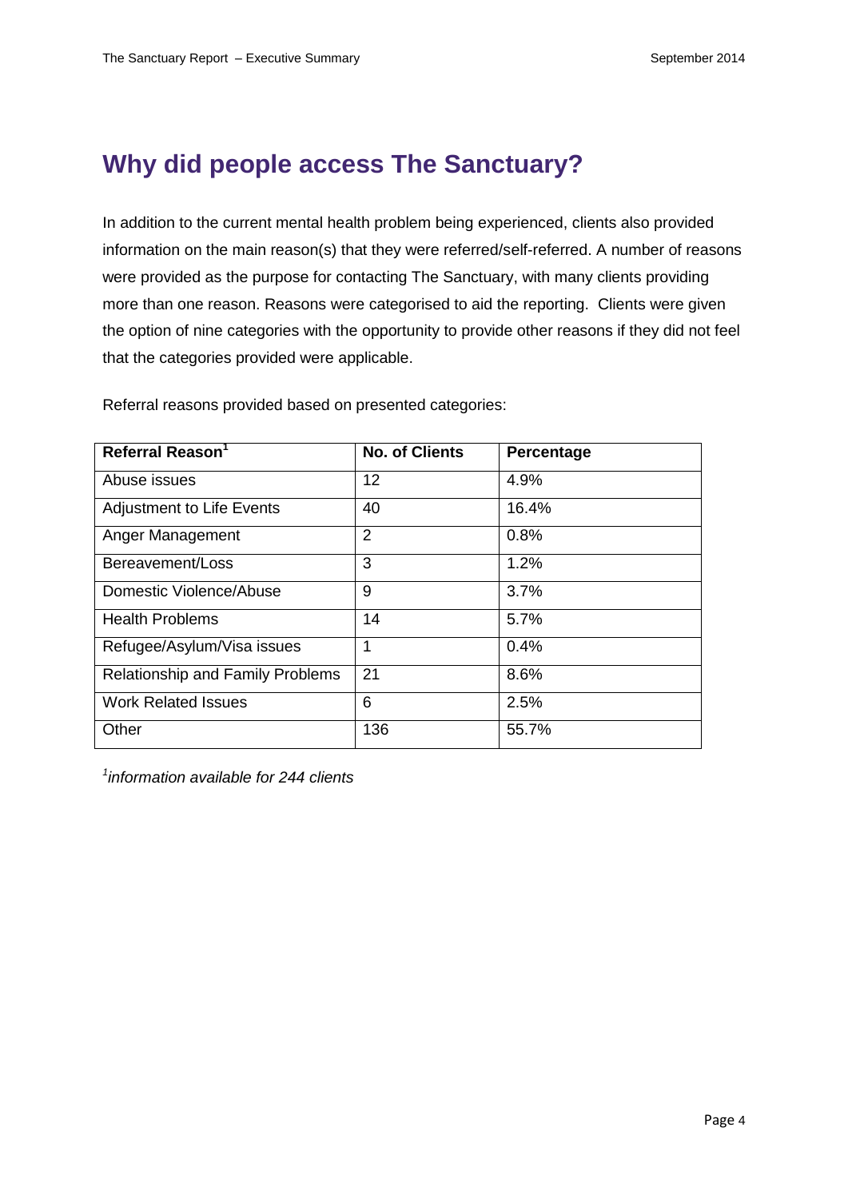## Why did people access The Sanctuary?

In addition to the current mental health problem being experienced, clients also provided information on the main reason(s) that they were referred/self-referred. A number of reasons were provided as the purpose for contacting The Sanctuary, with many clients providing more than one reason. Reasons were categorised to aid the reporting. Clients were given the option of nine categories with the opportunity to provide other reasons if they did not feel that the categories provided were applicable.

Referral reasons provided based on presented categories:

| Referral Reason[1] | No. of Clients | Percentage |
| --- | --- | --- |
| Abuse issues | 12 | 4.9% |
| Adjustment to Life Events | 40 | 16.4% |
| Anger Management | 2 | 0.8% |
| Bereavement/Loss | 3 | 1.2% |
| Domestic Violence/Abuse | 9 | 3.7% |
| Health Problems | 14 | 5.7% |
| Refugee/Asylum/Visa issues | 1 | 0.4% |
| Relationship and Family Problems | 21 | 8.6% |
| Work Related Issues | 6 | 2.5% |
| Other | 136 | 55.7% |

*[1]information available for 244 clients*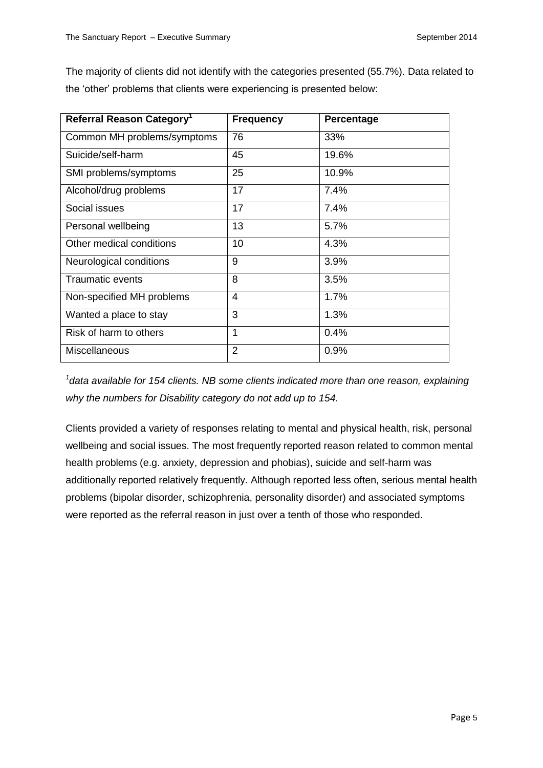The majority of clients did not identify with the categories presented (55.7%). Data related to the 'other' problems that clients were experiencing is presented below:

| Referral Reason Category[1] | Frequency | Percentage |
|---|---|---|
| Common MH problems/symptoms | 76 | 33% |
| Suicide/self-harm | 45 | 19.6% |
| SMI problems/symptoms | 25 | 10.9% |
| Alcohol/drug problems | 17 | 7.4% |
| Social issues | 17 | 7.4% |
| Personal wellbeing | 13 | 5.7% |
| Other medical conditions | 10 | 4.3% |
| Neurological conditions | 9 | 3.9% |
| Traumatic events | 8 | 3.5% |
| Non-specified MH problems | 4 | 1.7% |
| Wanted a place to stay | 3 | 1.3% |
| Risk of harm to others | 1 | 0.4% |
| Miscellaneous | 2 | 0.9% |

*[1]data available for 154 clients. NB some clients indicated more than one reason, explaining why the numbers for Disability category do not add up to 154.*

Clients provided a variety of responses relating to mental and physical health, risk, personal wellbeing and social issues. The most frequently reported reason related to common mental health problems (e.g. anxiety, depression and phobias), suicide and self-harm was additionally reported relatively frequently. Although reported less often, serious mental health problems (bipolar disorder, schizophrenia, personality disorder) and associated symptoms were reported as the referral reason in just over a tenth of those who responded.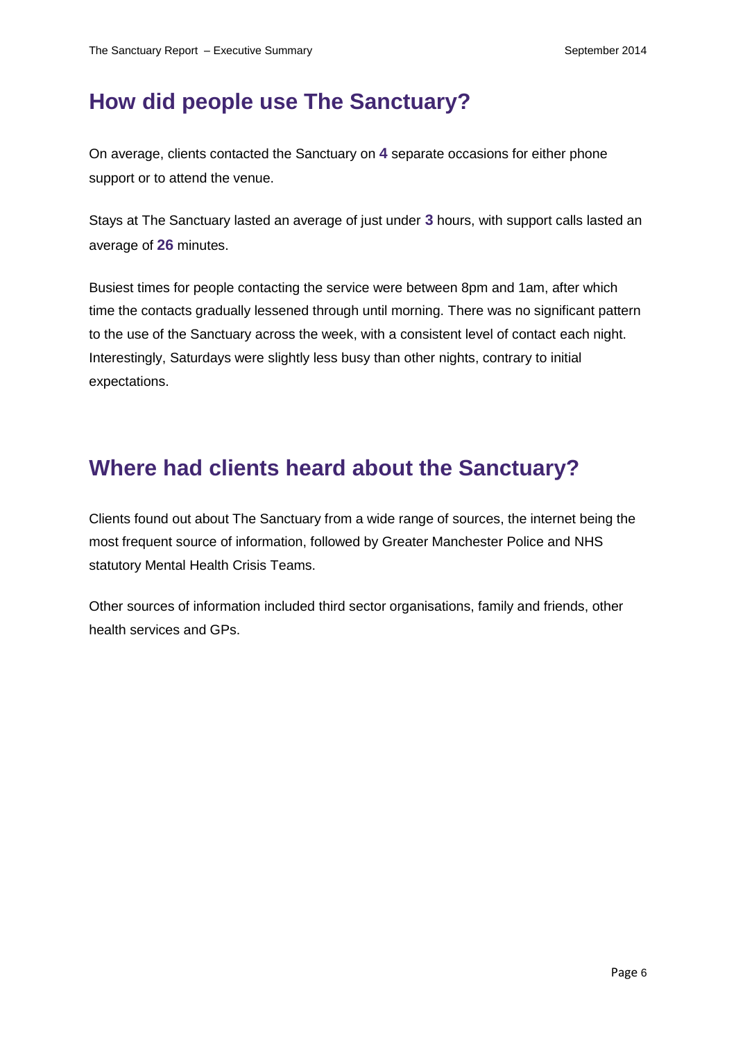## How did people use The Sanctuary?

On average, clients contacted the Sanctuary on **4** separate occasions for either phone support or to attend the venue.

Stays at The Sanctuary lasted an average of just under **3** hours, with support calls lasted an average of **26** minutes.

Busiest times for people contacting the service were between 8pm and 1am, after which time the contacts gradually lessened through until morning. There was no significant pattern to the use of the Sanctuary across the week, with a consistent level of contact each night. Interestingly, Saturdays were slightly less busy than other nights, contrary to initial expectations.

## Where had clients heard about the Sanctuary?

Clients found out about The Sanctuary from a wide range of sources, the internet being the most frequent source of information, followed by Greater Manchester Police and NHS statutory Mental Health Crisis Teams.

Other sources of information included third sector organisations, family and friends, other health services and GPs.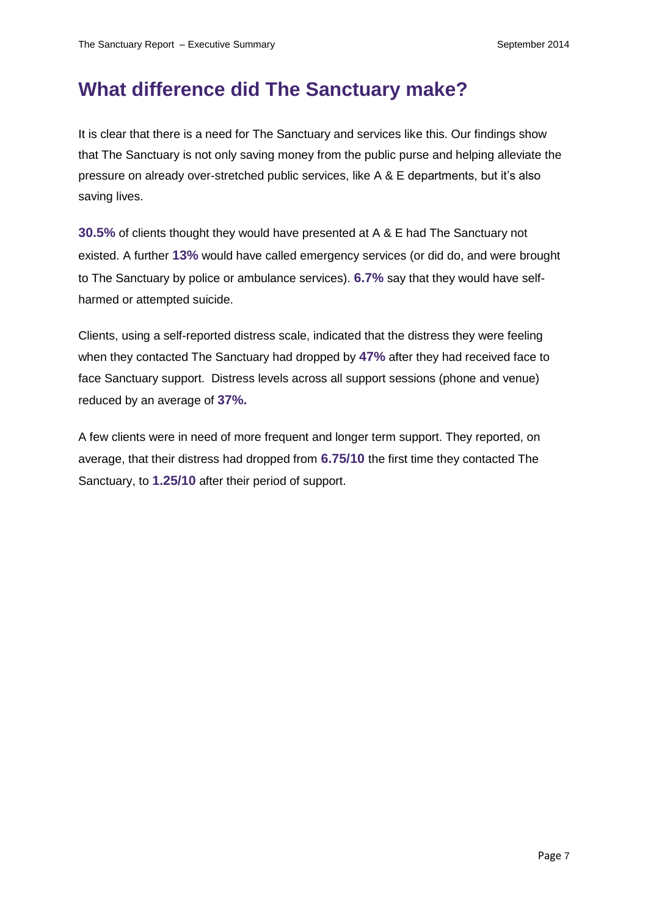## What difference did The Sanctuary make?

It is clear that there is a need for The Sanctuary and services like this. Our findings show that The Sanctuary is not only saving money from the public purse and helping alleviate the pressure on already over-stretched public services, like A & E departments, but it's also saving lives.

**30.5%** of clients thought they would have presented at A & E had The Sanctuary not existed. A further **13%** would have called emergency services (or did do, and were brought to The Sanctuary by police or ambulance services). **6.7%** say that they would have self-harmed or attempted suicide.

Clients, using a self-reported distress scale, indicated that the distress they were feeling when they contacted The Sanctuary had dropped by **47%** after they had received face to face Sanctuary support. Distress levels across all support sessions (phone and venue) reduced by an average of **37%.**

A few clients were in need of more frequent and longer term support. They reported, on average, that their distress had dropped from **6.75/10** the first time they contacted The Sanctuary, to **1.25/10** after their period of support.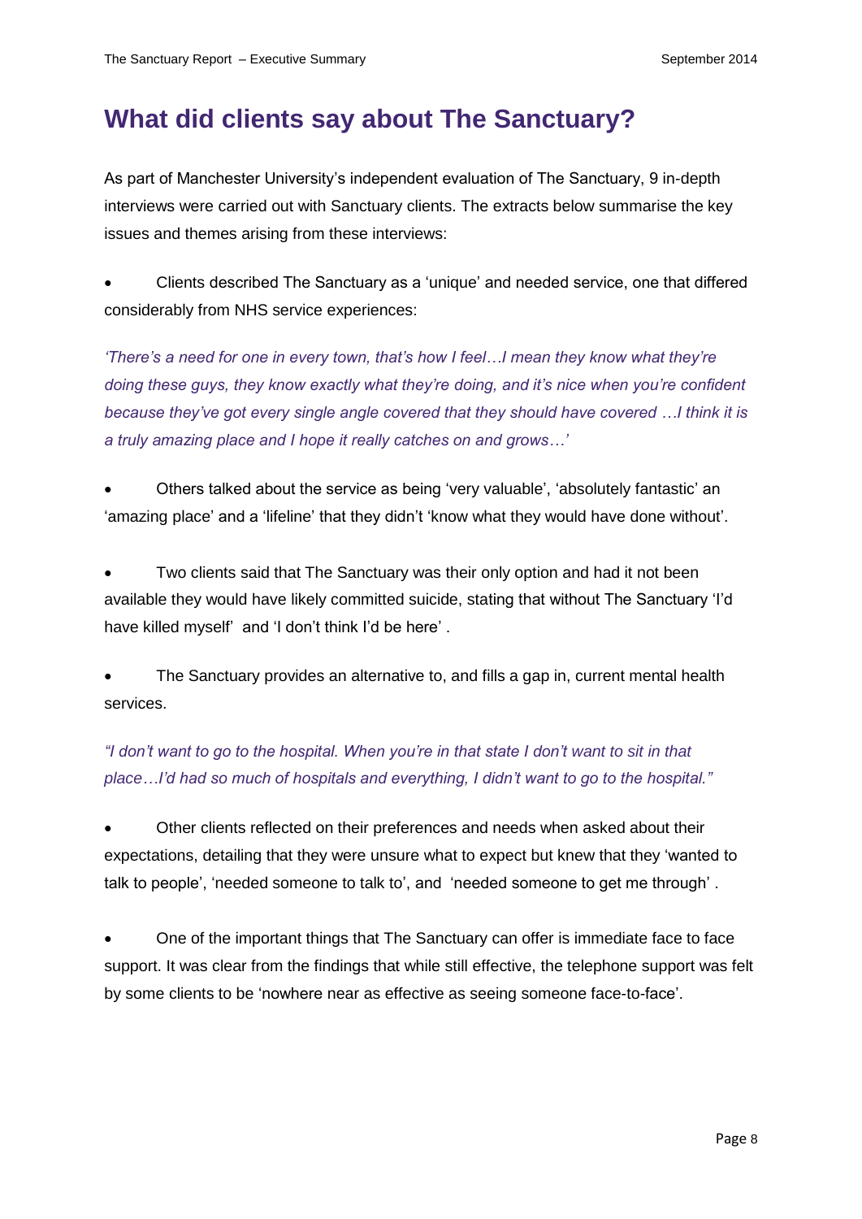## What did clients say about The Sanctuary?

As part of Manchester University's independent evaluation of The Sanctuary, 9 in-depth interviews were carried out with Sanctuary clients. The extracts below summarise the key issues and themes arising from these interviews:

- Clients described The Sanctuary as a 'unique' and needed service, one that differed considerably from NHS service experiences:

*'There's a need for one in every town, that's how I feel…I mean they know what they're doing these guys, they know exactly what they're doing, and it's nice when you're confident because they've got every single angle covered that they should have covered …I think it is a truly amazing place and I hope it really catches on and grows…'*

- Others talked about the service as being 'very valuable', 'absolutely fantastic' an 'amazing place' and a 'lifeline' that they didn't 'know what they would have done without'.

- Two clients said that The Sanctuary was their only option and had it not been available they would have likely committed suicide, stating that without The Sanctuary 'I'd have killed myself' and 'I don't think I'd be here' .

- The Sanctuary provides an alternative to, and fills a gap in, current mental health services.

*"I don't want to go to the hospital. When you're in that state I don't want to sit in that place…I'd had so much of hospitals and everything, I didn't want to go to the hospital."*

- Other clients reflected on their preferences and needs when asked about their expectations, detailing that they were unsure what to expect but knew that they 'wanted to talk to people', 'needed someone to talk to', and 'needed someone to get me through' .

- One of the important things that The Sanctuary can offer is immediate face to face support. It was clear from the findings that while still effective, the telephone support was felt by some clients to be 'nowhere near as effective as seeing someone face-to-face'.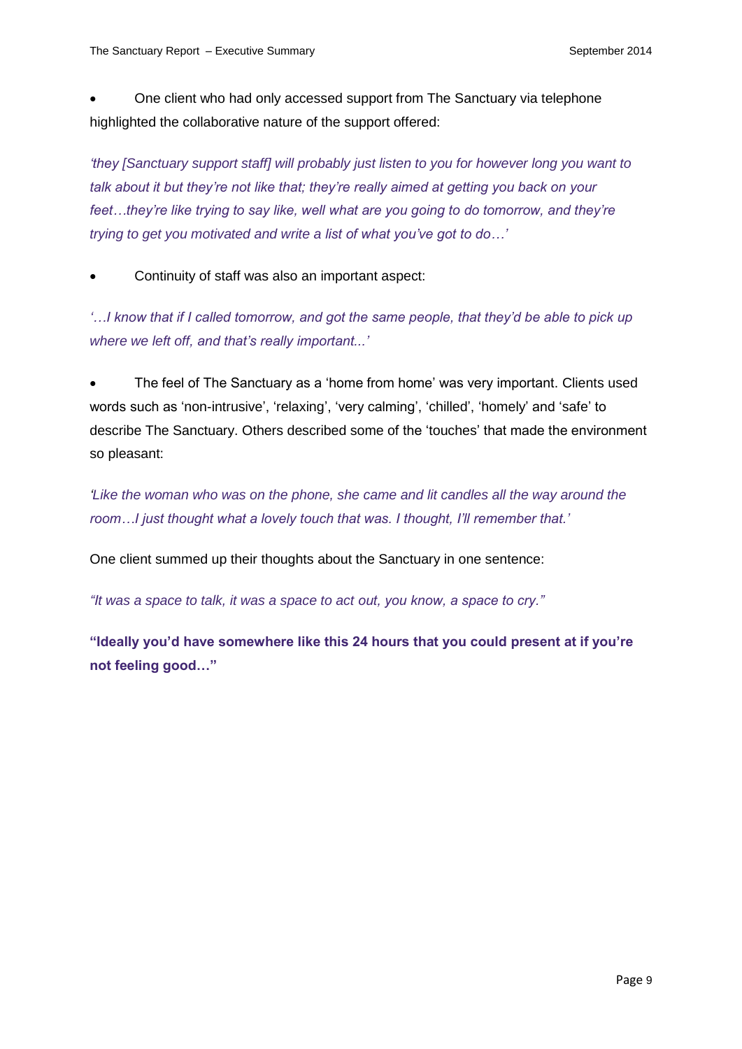- One client who had only accessed support from The Sanctuary via telephone highlighted the collaborative nature of the support offered:

*'they [Sanctuary support staff] will probably just listen to you for however long you want to talk about it but they're not like that; they're really aimed at getting you back on your feet…they're like trying to say like, well what are you going to do tomorrow, and they're trying to get you motivated and write a list of what you've got to do…'*

- Continuity of staff was also an important aspect:

*'…I know that if I called tomorrow, and got the same people, that they'd be able to pick up where we left off, and that's really important...'*

- The feel of The Sanctuary as a 'home from home' was very important. Clients used words such as 'non-intrusive', 'relaxing', 'very calming', 'chilled', 'homely' and 'safe' to describe The Sanctuary. Others described some of the 'touches' that made the environment so pleasant:

*'Like the woman who was on the phone, she came and lit candles all the way around the room…I just thought what a lovely touch that was. I thought, I'll remember that.'*

One client summed up their thoughts about the Sanctuary in one sentence:

*"It was a space to talk, it was a space to act out, you know, a space to cry."*

**"Ideally you'd have somewhere like this 24 hours that you could present at if you're not feeling good…"**